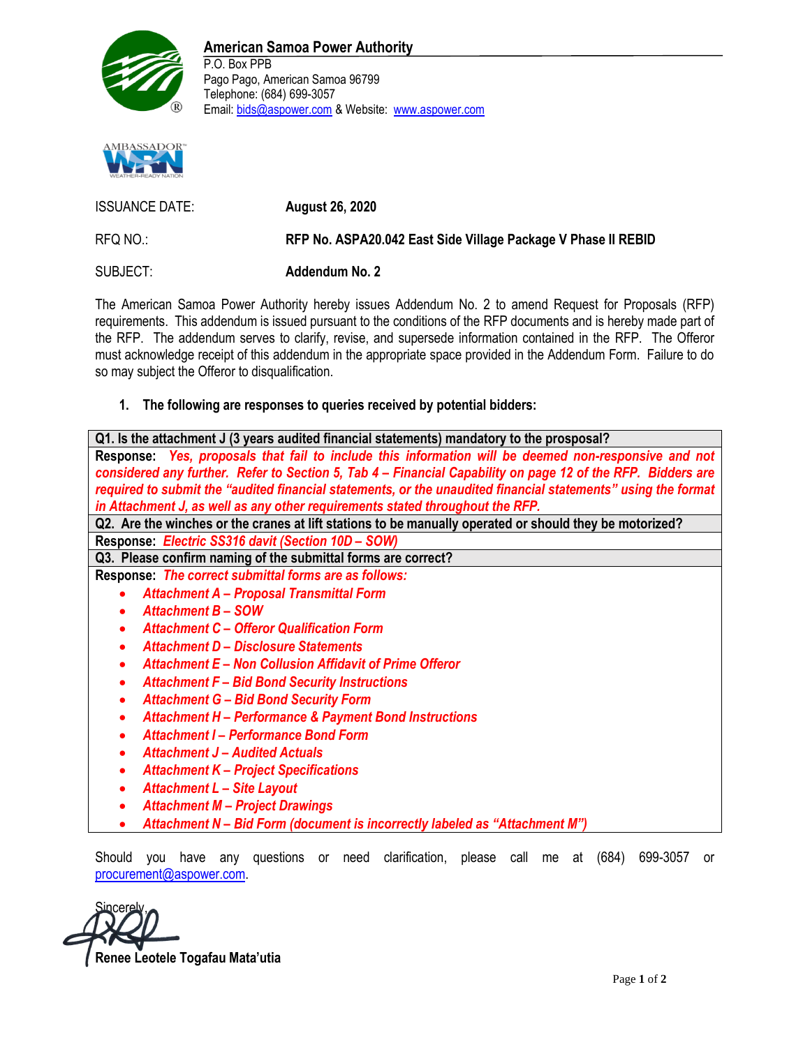## American Samoa Power Authority

P.O. Box PPB
Pago Pago, American Samoa 96799
Telephone: (684) 699-3057
Email: bids@aspower.com & Website: www.aspower.com

| | |
|---|---|
| ISSUANCE DATE: | **August 26, 2020** |
| RFQ NO.: | **RFP No. ASPA20.042 East Side Village Package V Phase II REBID** |
| SUBJECT: | **Addendum No. 2** |

The American Samoa Power Authority hereby issues Addendum No. 2 to amend Request for Proposals (RFP) requirements. This addendum is issued pursuant to the conditions of the RFP documents and is hereby made part of the RFP. The addendum serves to clarify, revise, and supersede information contained in the RFP. The Offeror must acknowledge receipt of this addendum in the appropriate space provided in the Addendum Form. Failure to do so may subject the Offeror to disqualification.

1. **The following are responses to queries received by potential bidders:**

**Q1. Is the attachment J (3 years audited financial statements) mandatory to the prosposal?**

**Response:** ***Yes, proposals that fail to include this information will be deemed non-responsive and not considered any further. Refer to Section 5, Tab 4 – Financial Capability on page 12 of the RFP. Bidders are required to submit the "audited financial statements, or the unaudited financial statements" using the format in Attachment J, as well as any other requirements stated throughout the RFP.***

**Q2. Are the winches or the cranes at lift stations to be manually operated or should they be motorized?**

**Response:** ***Electric SS316 davit (Section 10D – SOW)***

**Q3. Please confirm naming of the submittal forms are correct?**

**Response:** ***The correct submittal forms are as follows:***

- ***Attachment A – Proposal Transmittal Form***
- ***Attachment B – SOW***
- ***Attachment C – Offeror Qualification Form***
- ***Attachment D – Disclosure Statements***
- ***Attachment E – Non Collusion Affidavit of Prime Offeror***
- ***Attachment F – Bid Bond Security Instructions***
- ***Attachment G – Bid Bond Security Form***
- ***Attachment H – Performance & Payment Bond Instructions***
- ***Attachment I – Performance Bond Form***
- ***Attachment J – Audited Actuals***
- ***Attachment K – Project Specifications***
- ***Attachment L – Site Layout***
- ***Attachment M – Project Drawings***
- ***Attachment N – Bid Form (document is incorrectly labeled as "Attachment M")***

Should you have any questions or need clarification, please call me at (684) 699-3057 or procurement@aspower.com.

Sincerely,

**Renee Leotele Togafau Mata'utia**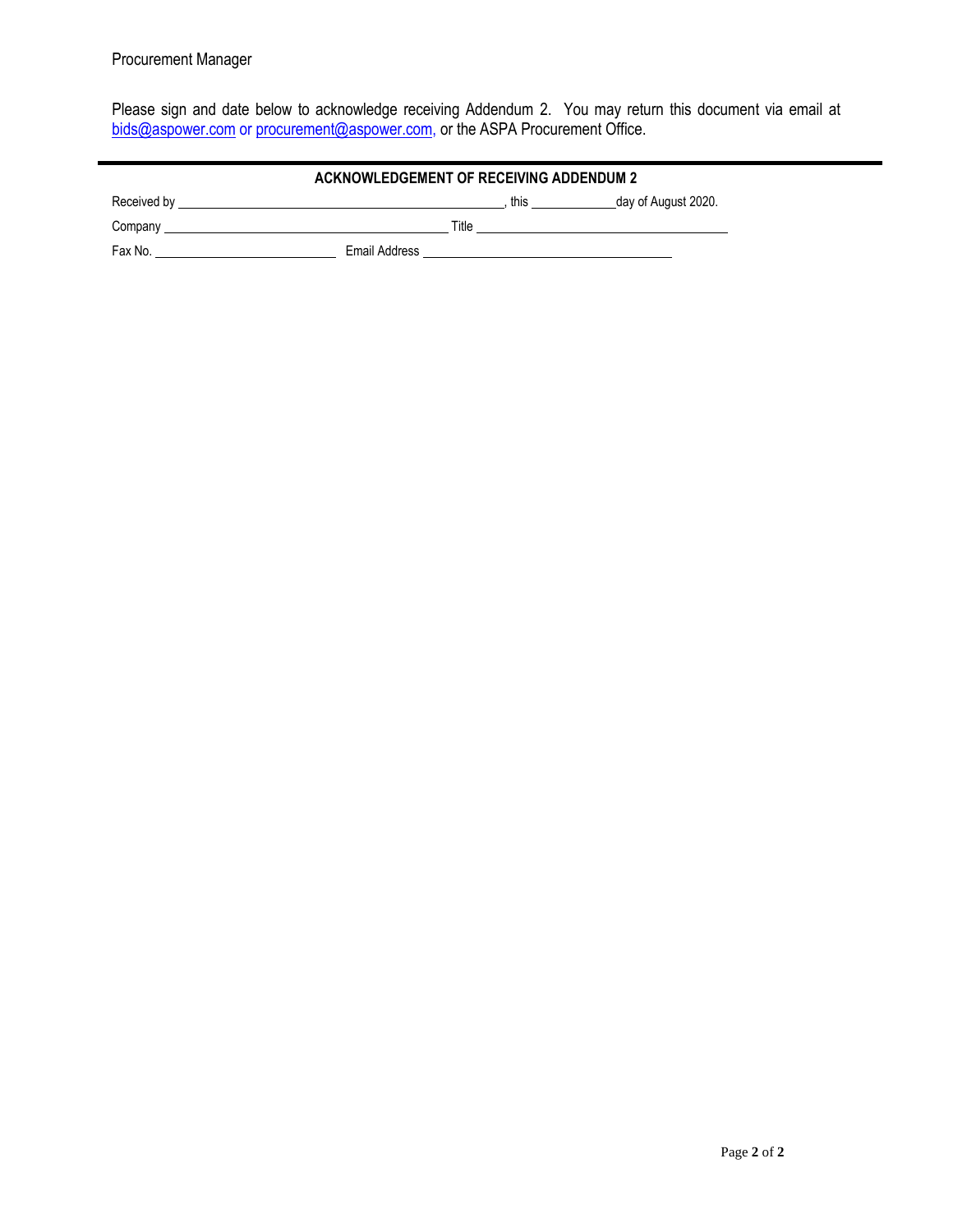Procurement Manager

Please sign and date below to acknowledge receiving Addendum 2. You may return this document via email at bids@aspower.com or procurement@aspower.com, or the ASPA Procurement Office.

---

**ACKNOWLEDGEMENT OF RECEIVING ADDENDUM 2**

Received by \_\_\_\_\_\_\_\_\_\_\_\_\_\_\_\_\_\_\_\_\_\_\_\_\_\_\_\_\_\_\_\_\_\_\_\_\_\_\_\_, this \_\_\_\_\_\_\_\_\_\_\_\_day of August 2020.

Company \_\_\_\_\_\_\_\_\_\_\_\_\_\_\_\_\_\_\_\_\_\_\_\_\_\_\_\_\_\_\_\_\_\_\_\_\_ Title \_\_\_\_\_\_\_\_\_\_\_\_\_\_\_\_\_\_\_\_\_\_\_\_\_\_\_\_\_\_\_\_\_

Fax No. \_\_\_\_\_\_\_\_\_\_\_\_\_\_\_\_\_\_\_\_\_\_\_ Email Address \_\_\_\_\_\_\_\_\_\_\_\_\_\_\_\_\_\_\_\_\_\_\_\_\_\_\_\_\_\_\_\_